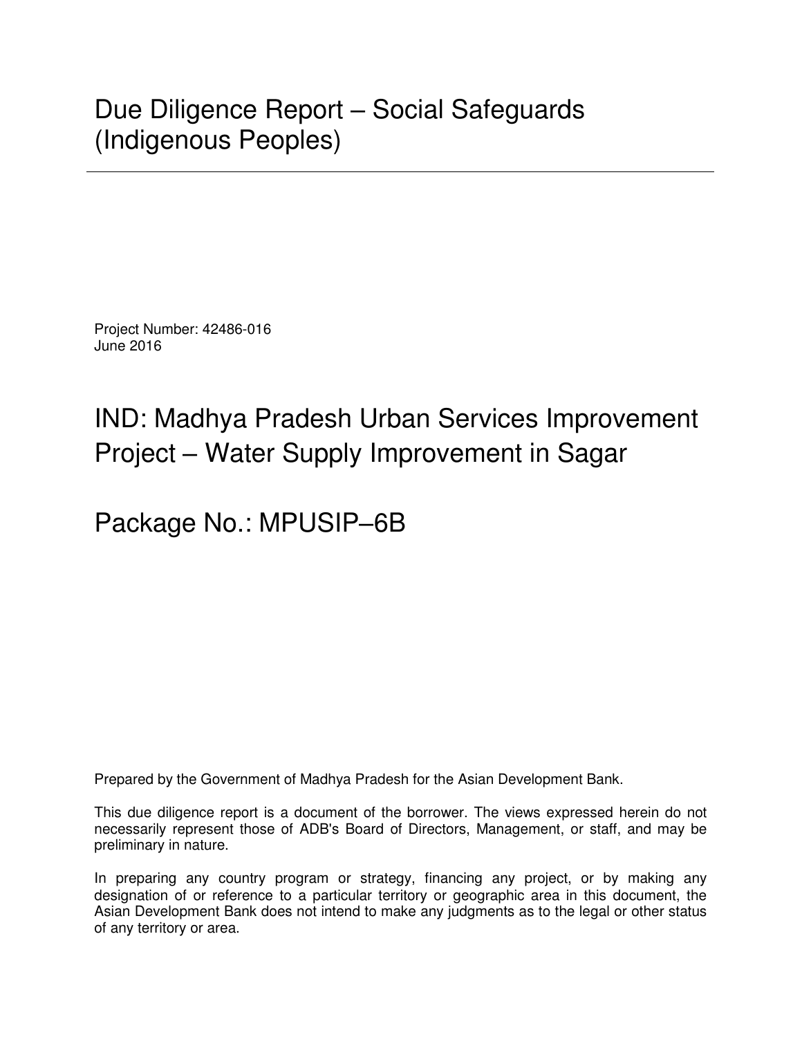# Due Diligence Report – Social Safeguards (Indigenous Peoples)

---

Project Number: 42486-016
June 2016

# IND: Madhya Pradesh Urban Services Improvement Project – Water Supply Improvement in Sagar

# Package No.: MPUSIP–6B

Prepared by the Government of Madhya Pradesh for the Asian Development Bank.

This due diligence report is a document of the borrower. The views expressed herein do not necessarily represent those of ADB's Board of Directors, Management, or staff, and may be preliminary in nature.

In preparing any country program or strategy, financing any project, or by making any designation of or reference to a particular territory or geographic area in this document, the Asian Development Bank does not intend to make any judgments as to the legal or other status of any territory or area.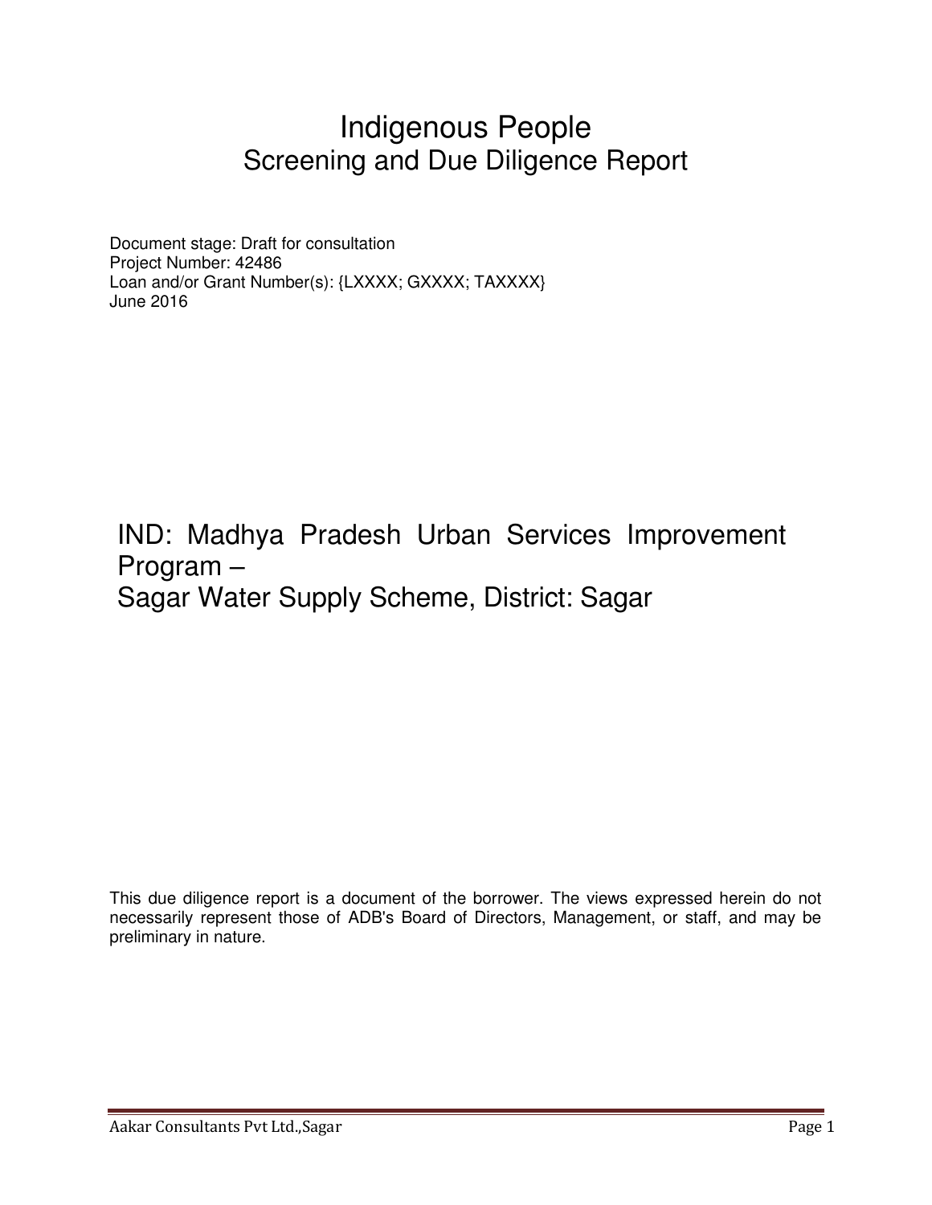# Indigenous People
## Screening and Due Diligence Report

Document stage: Draft for consultation
Project Number: 42486
Loan and/or Grant Number(s): {LXXXX; GXXXX; TAXXXX}
June 2016

# IND: Madhya Pradesh Urban Services Improvement Program – Sagar Water Supply Scheme, District: Sagar

This due diligence report is a document of the borrower. The views expressed herein do not necessarily represent those of ADB's Board of Directors, Management, or staff, and may be preliminary in nature.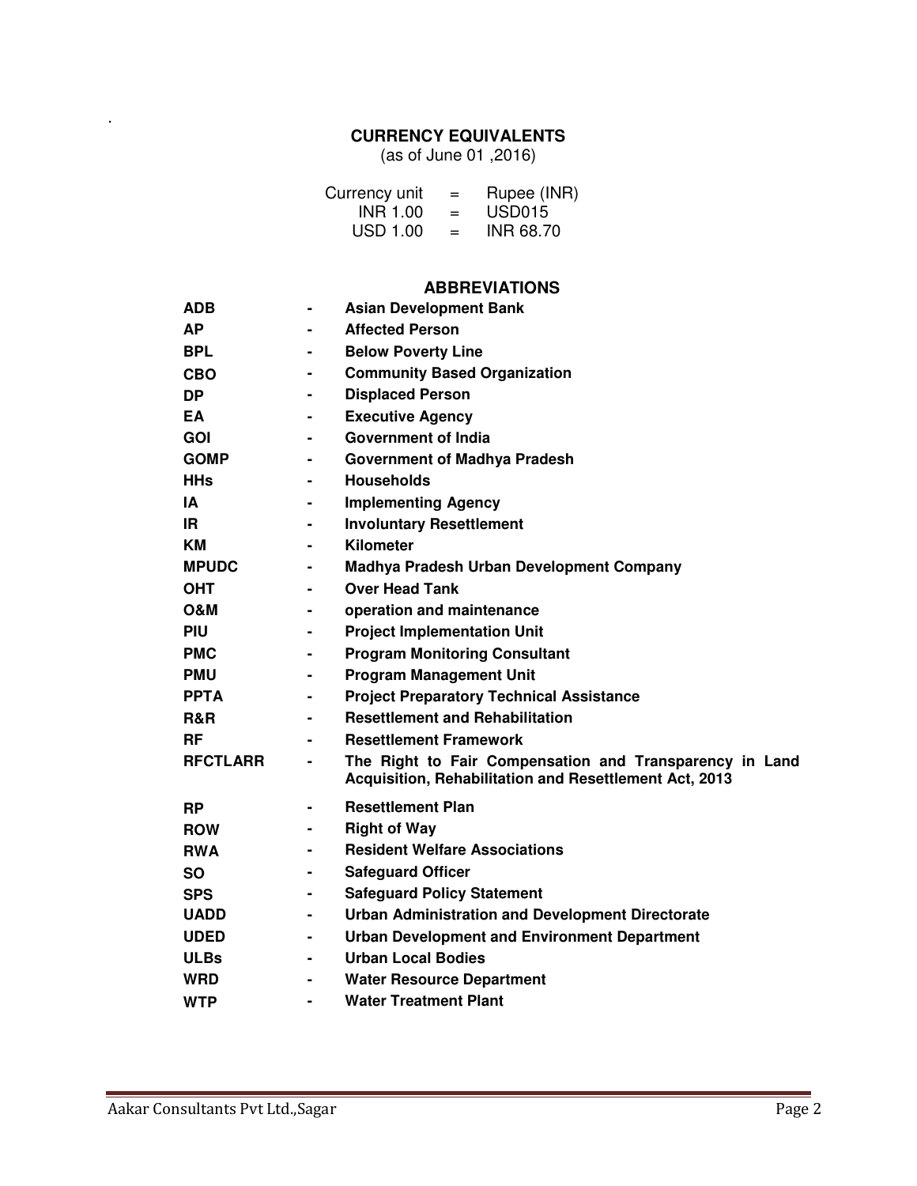## CURRENCY EQUIVALENTS

(as of June 01 ,2016)

| | | |
|---|---|---|
| Currency unit | = | Rupee (INR) |
| INR 1.00 | = | USD015 |
| USD 1.00 | = | INR 68.70 |

## ABBREVIATIONS

| | | |
|---|---|---|
| **ADB** | - | **Asian Development Bank** |
| **AP** | - | **Affected Person** |
| **BPL** | - | **Below Poverty Line** |
| **CBO** | - | **Community Based Organization** |
| **DP** | - | **Displaced Person** |
| **EA** | - | **Executive Agency** |
| **GOI** | - | **Government of India** |
| **GOMP** | - | **Government of Madhya Pradesh** |
| **HHs** | - | **Households** |
| **IA** | - | **Implementing Agency** |
| **IR** | - | **Involuntary Resettlement** |
| **KM** | - | **Kilometer** |
| **MPUDC** | - | **Madhya Pradesh Urban Development Company** |
| **OHT** | - | **Over Head Tank** |
| **O&M** | - | **operation and maintenance** |
| **PIU** | - | **Project Implementation Unit** |
| **PMC** | - | **Program Monitoring Consultant** |
| **PMU** | - | **Program Management Unit** |
| **PPTA** | - | **Project Preparatory Technical Assistance** |
| **R&R** | - | **Resettlement and Rehabilitation** |
| **RF** | - | **Resettlement Framework** |
| **RFCTLARR** | - | **The Right to Fair Compensation and Transparency in Land Acquisition, Rehabilitation and Resettlement Act, 2013** |
| **RP** | - | **Resettlement Plan** |
| **ROW** | - | **Right of Way** |
| **RWA** | - | **Resident Welfare Associations** |
| **SO** | - | **Safeguard Officer** |
| **SPS** | - | **Safeguard Policy Statement** |
| **UADD** | - | **Urban Administration and Development Directorate** |
| **UDED** | - | **Urban Development and Environment Department** |
| **ULBs** | - | **Urban Local Bodies** |
| **WRD** | - | **Water Resource Department** |
| **WTP** | - | **Water Treatment Plant** |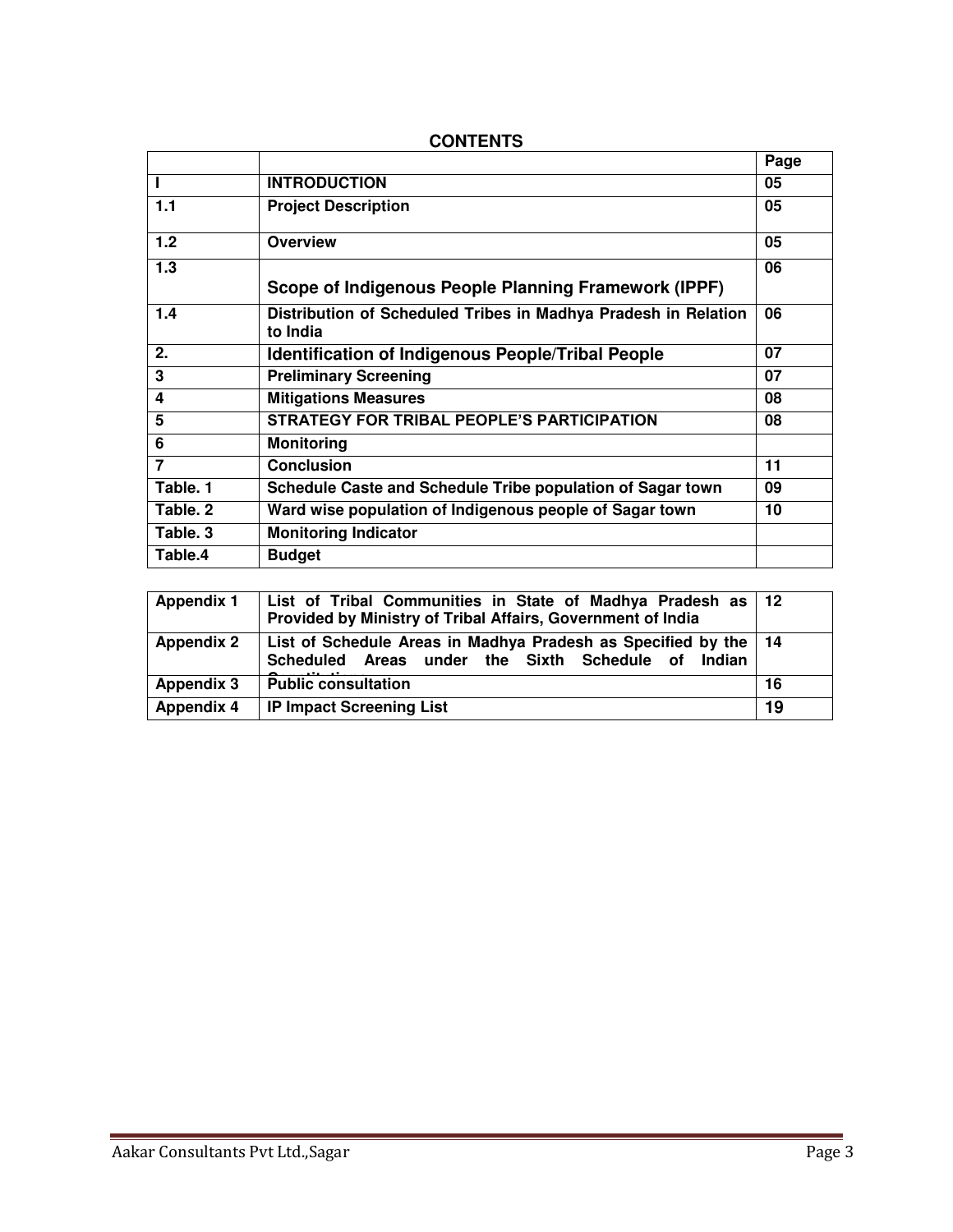## CONTENTS

| | | Page |
|---|---|---|
| I | **INTRODUCTION** | 05 |
| 1.1 | **Project Description** | 05 |
| 1.2 | **Overview** | 05 |
| 1.3 | **Scope of Indigenous People Planning Framework (IPPF)** | 06 |
| 1.4 | **Distribution of Scheduled Tribes in Madhya Pradesh in Relation to India** | 06 |
| 2. | **Identification of Indigenous People/Tribal People** | 07 |
| 3 | **Preliminary Screening** | 07 |
| 4 | **Mitigations Measures** | 08 |
| 5 | **STRATEGY FOR TRIBAL PEOPLE'S PARTICIPATION** | 08 |
| 6 | **Monitoring** | |
| 7 | **Conclusion** | 11 |
| Table. 1 | **Schedule Caste and Schedule Tribe population of Sagar town** | 09 |
| Table. 2 | **Ward wise population of Indigenous people of Sagar town** | 10 |
| Table. 3 | **Monitoring Indicator** | |
| Table.4 | **Budget** | |

| | | |
|---|---|---|
| **Appendix 1** | **List of Tribal Communities in State of Madhya Pradesh as Provided by Ministry of Tribal Affairs, Government of India** | 12 |
| **Appendix 2** | **List of Schedule Areas in Madhya Pradesh as Specified by the Scheduled Areas under the Sixth Schedule of Indian Constitutions** | 14 |
| **Appendix 3** | **Public consultation** | 16 |
| **Appendix 4** | **IP Impact Screening List** | 19 |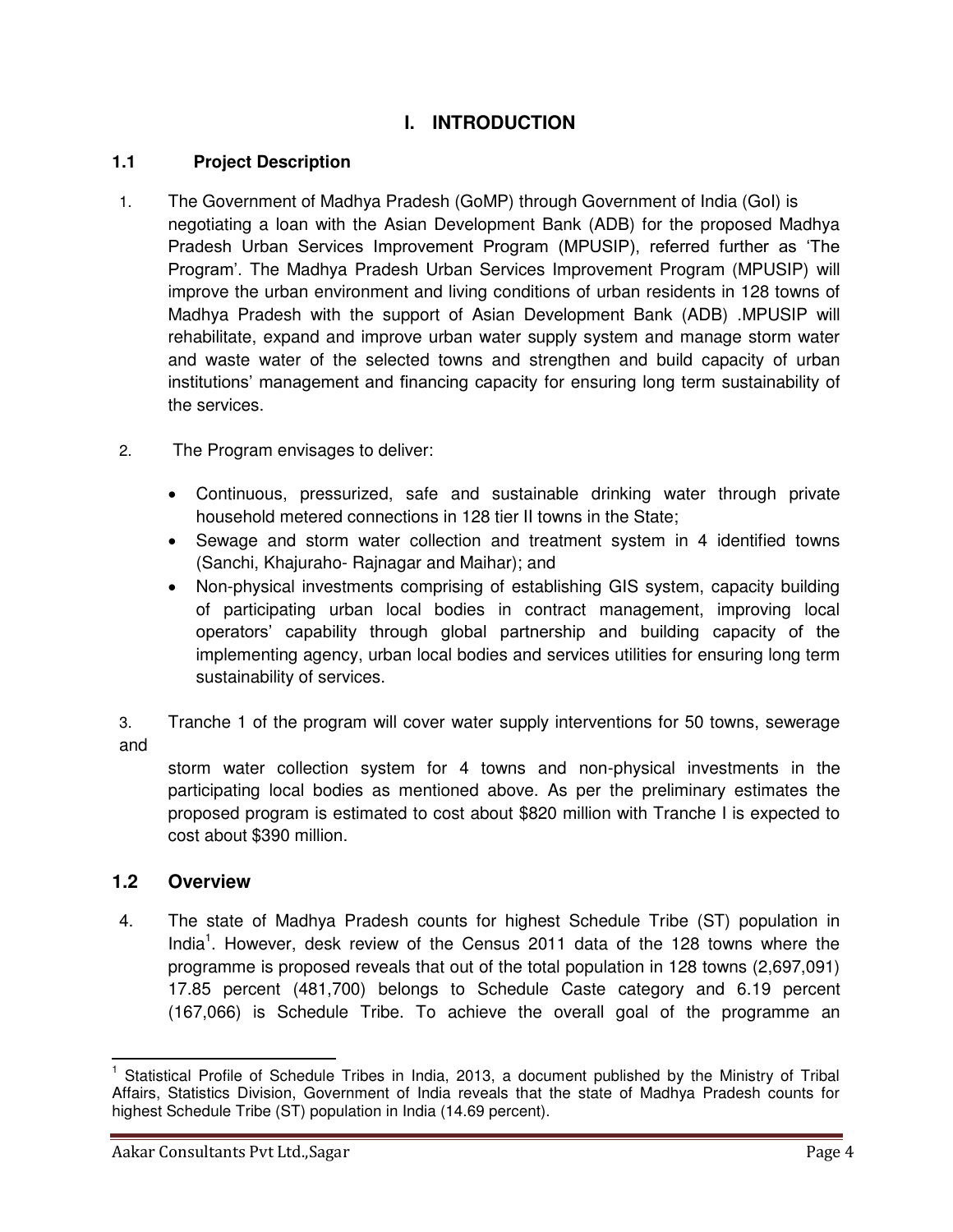# I. INTRODUCTION

## 1.1 Project Description

1. The Government of Madhya Pradesh (GoMP) through Government of India (GoI) is negotiating a loan with the Asian Development Bank (ADB) for the proposed Madhya Pradesh Urban Services Improvement Program (MPUSIP), referred further as 'The Program'. The Madhya Pradesh Urban Services Improvement Program (MPUSIP) will improve the urban environment and living conditions of urban residents in 128 towns of Madhya Pradesh with the support of Asian Development Bank (ADB) .MPUSIP will rehabilitate, expand and improve urban water supply system and manage storm water and waste water of the selected towns and strengthen and build capacity of urban institutions' management and financing capacity for ensuring long term sustainability of the services.

2. The Program envisages to deliver:

   - Continuous, pressurized, safe and sustainable drinking water through private household metered connections in 128 tier II towns in the State;
   - Sewage and storm water collection and treatment system in 4 identified towns (Sanchi, Khajuraho- Rajnagar and Maihar); and
   - Non-physical investments comprising of establishing GIS system, capacity building of participating urban local bodies in contract management, improving local operators' capability through global partnership and building capacity of the implementing agency, urban local bodies and services utilities for ensuring long term sustainability of services.

3. Tranche 1 of the program will cover water supply interventions for 50 towns, sewerage and storm water collection system for 4 towns and non-physical investments in the participating local bodies as mentioned above. As per the preliminary estimates the proposed program is estimated to cost about $820 million with Tranche I is expected to cost about $390 million.

## 1.2 Overview

4. The state of Madhya Pradesh counts for highest Schedule Tribe (ST) population in India[1]. However, desk review of the Census 2011 data of the 128 towns where the programme is proposed reveals that out of the total population in 128 towns (2,697,091) 17.85 percent (481,700) belongs to Schedule Caste category and 6.19 percent (167,066) is Schedule Tribe. To achieve the overall goal of the programme an

[1] Statistical Profile of Schedule Tribes in India, 2013, a document published by the Ministry of Tribal Affairs, Statistics Division, Government of India reveals that the state of Madhya Pradesh counts for highest Schedule Tribe (ST) population in India (14.69 percent).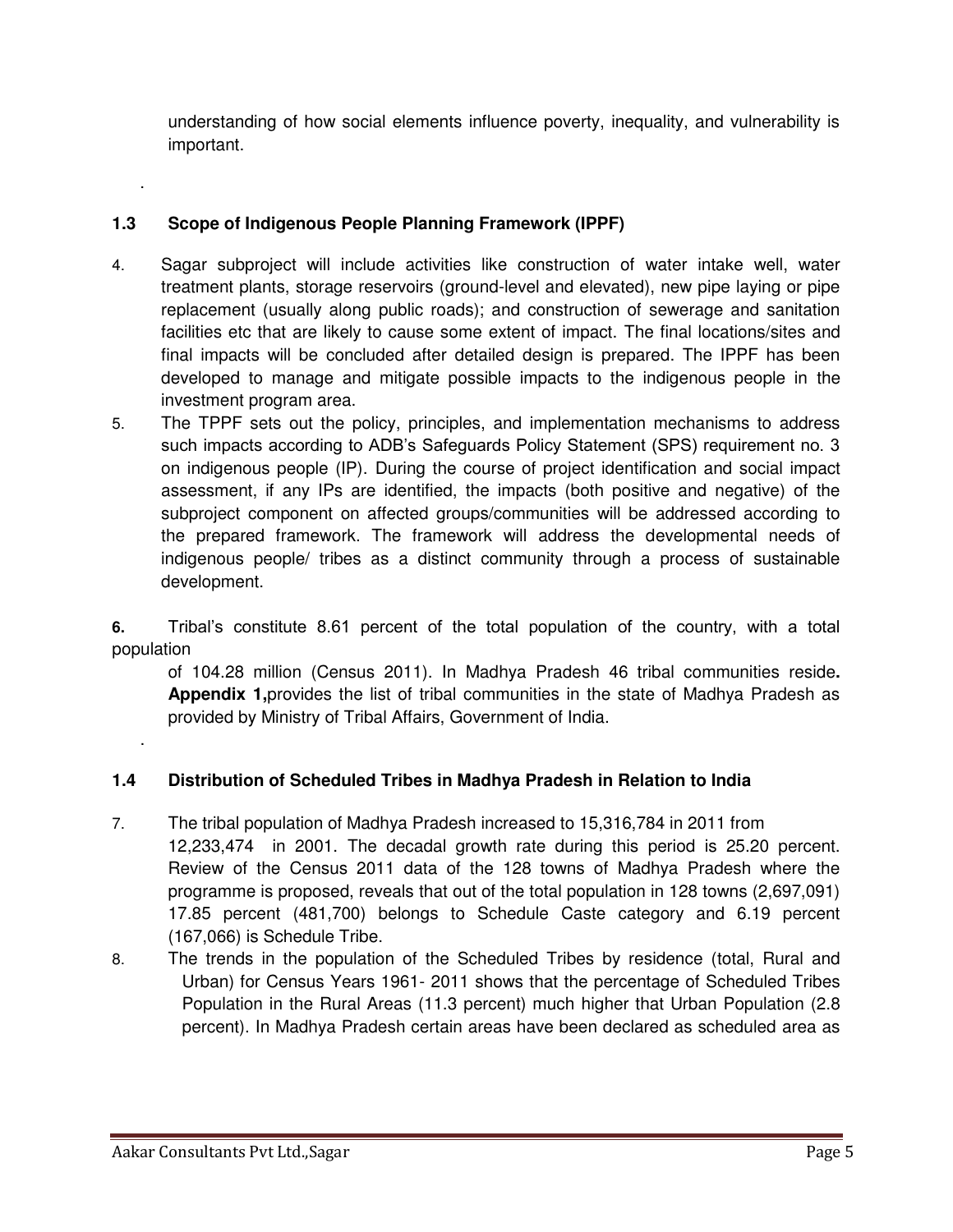understanding of how social elements influence poverty, inequality, and vulnerability is important.

.

### 1.3 Scope of Indigenous People Planning Framework (IPPF)

4. Sagar subproject will include activities like construction of water intake well, water treatment plants, storage reservoirs (ground-level and elevated), new pipe laying or pipe replacement (usually along public roads); and construction of sewerage and sanitation facilities etc that are likely to cause some extent of impact. The final locations/sites and final impacts will be concluded after detailed design is prepared. The IPPF has been developed to manage and mitigate possible impacts to the indigenous people in the investment program area.

5. The TPPF sets out the policy, principles, and implementation mechanisms to address such impacts according to ADB's Safeguards Policy Statement (SPS) requirement no. 3 on indigenous people (IP). During the course of project identification and social impact assessment, if any IPs are identified, the impacts (both positive and negative) of the subproject component on affected groups/communities will be addressed according to the prepared framework. The framework will address the developmental needs of indigenous people/ tribes as a distinct community through a process of sustainable development.

**6.** Tribal's constitute 8.61 percent of the total population of the country, with a total population of 104.28 million (Census 2011). In Madhya Pradesh 46 tribal communities reside**. Appendix 1,**provides the list of tribal communities in the state of Madhya Pradesh as provided by Ministry of Tribal Affairs, Government of India.

.

### 1.4 Distribution of Scheduled Tribes in Madhya Pradesh in Relation to India

7. The tribal population of Madhya Pradesh increased to 15,316,784 in 2011 from 12,233,474 in 2001. The decadal growth rate during this period is 25.20 percent. Review of the Census 2011 data of the 128 towns of Madhya Pradesh where the programme is proposed, reveals that out of the total population in 128 towns (2,697,091) 17.85 percent (481,700) belongs to Schedule Caste category and 6.19 percent (167,066) is Schedule Tribe.

8. The trends in the population of the Scheduled Tribes by residence (total, Rural and Urban) for Census Years 1961- 2011 shows that the percentage of Scheduled Tribes Population in the Rural Areas (11.3 percent) much higher that Urban Population (2.8 percent). In Madhya Pradesh certain areas have been declared as scheduled area as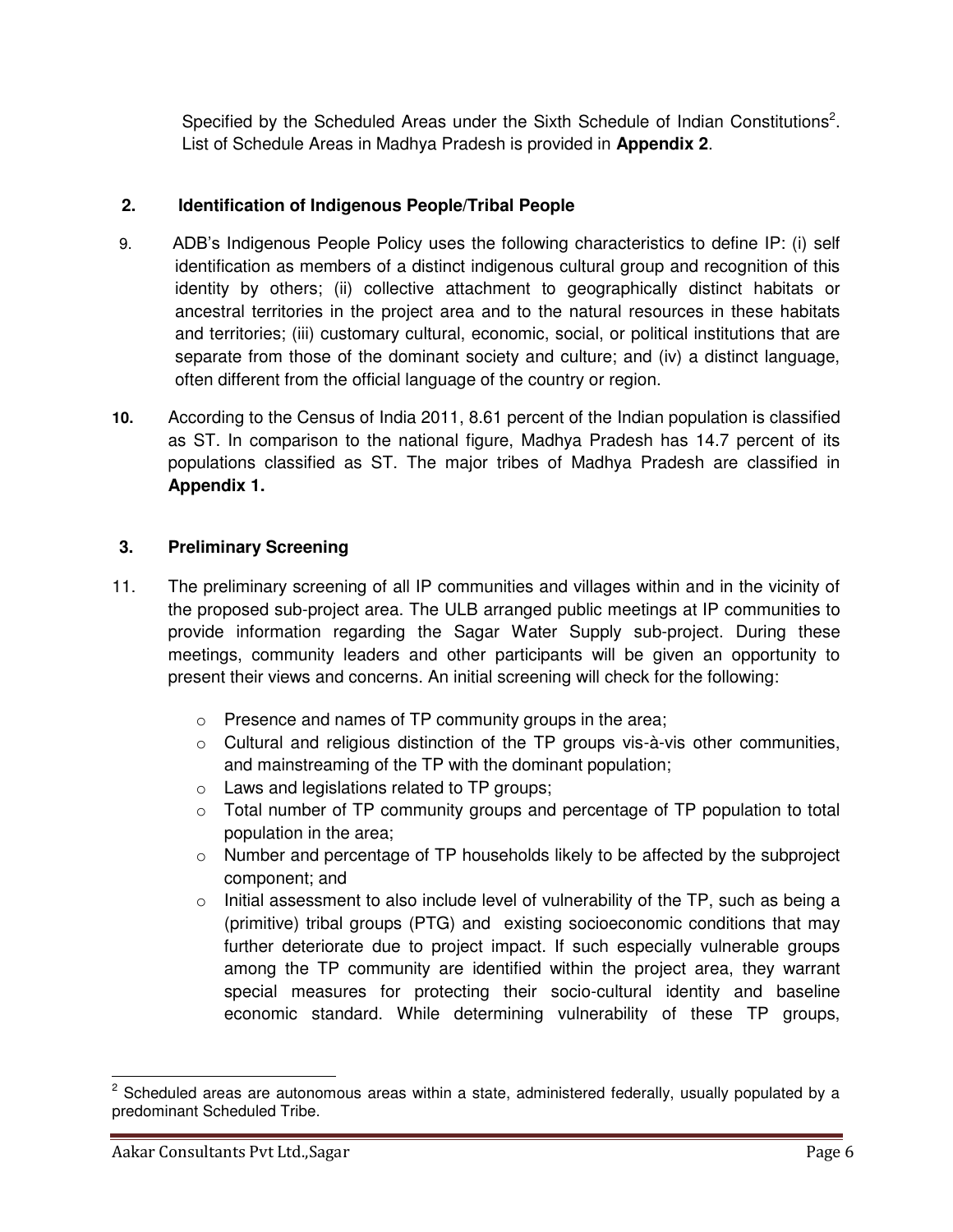Specified by the Scheduled Areas under the Sixth Schedule of Indian Constitutions[2]. List of Schedule Areas in Madhya Pradesh is provided in **Appendix 2**.

## 2. Identification of Indigenous People/Tribal People

9. ADB's Indigenous People Policy uses the following characteristics to define IP: (i) self identification as members of a distinct indigenous cultural group and recognition of this identity by others; (ii) collective attachment to geographically distinct habitats or ancestral territories in the project area and to the natural resources in these habitats and territories; (iii) customary cultural, economic, social, or political institutions that are separate from those of the dominant society and culture; and (iv) a distinct language, often different from the official language of the country or region.

**10.** According to the Census of India 2011, 8.61 percent of the Indian population is classified as ST. In comparison to the national figure, Madhya Pradesh has 14.7 percent of its populations classified as ST. The major tribes of Madhya Pradesh are classified in **Appendix 1.**

## 3. Preliminary Screening

11. The preliminary screening of all IP communities and villages within and in the vicinity of the proposed sub-project area. The ULB arranged public meetings at IP communities to provide information regarding the Sagar Water Supply sub-project. During these meetings, community leaders and other participants will be given an opportunity to present their views and concerns. An initial screening will check for the following:

   - Presence and names of TP community groups in the area;
   - Cultural and religious distinction of the TP groups vis-à-vis other communities, and mainstreaming of the TP with the dominant population;
   - Laws and legislations related to TP groups;
   - Total number of TP community groups and percentage of TP population to total population in the area;
   - Number and percentage of TP households likely to be affected by the subproject component; and
   - Initial assessment to also include level of vulnerability of the TP, such as being a (primitive) tribal groups (PTG) and existing socioeconomic conditions that may further deteriorate due to project impact. If such especially vulnerable groups among the TP community are identified within the project area, they warrant special measures for protecting their socio-cultural identity and baseline economic standard. While determining vulnerability of these TP groups,

[2] Scheduled areas are autonomous areas within a state, administered federally, usually populated by a predominant Scheduled Tribe.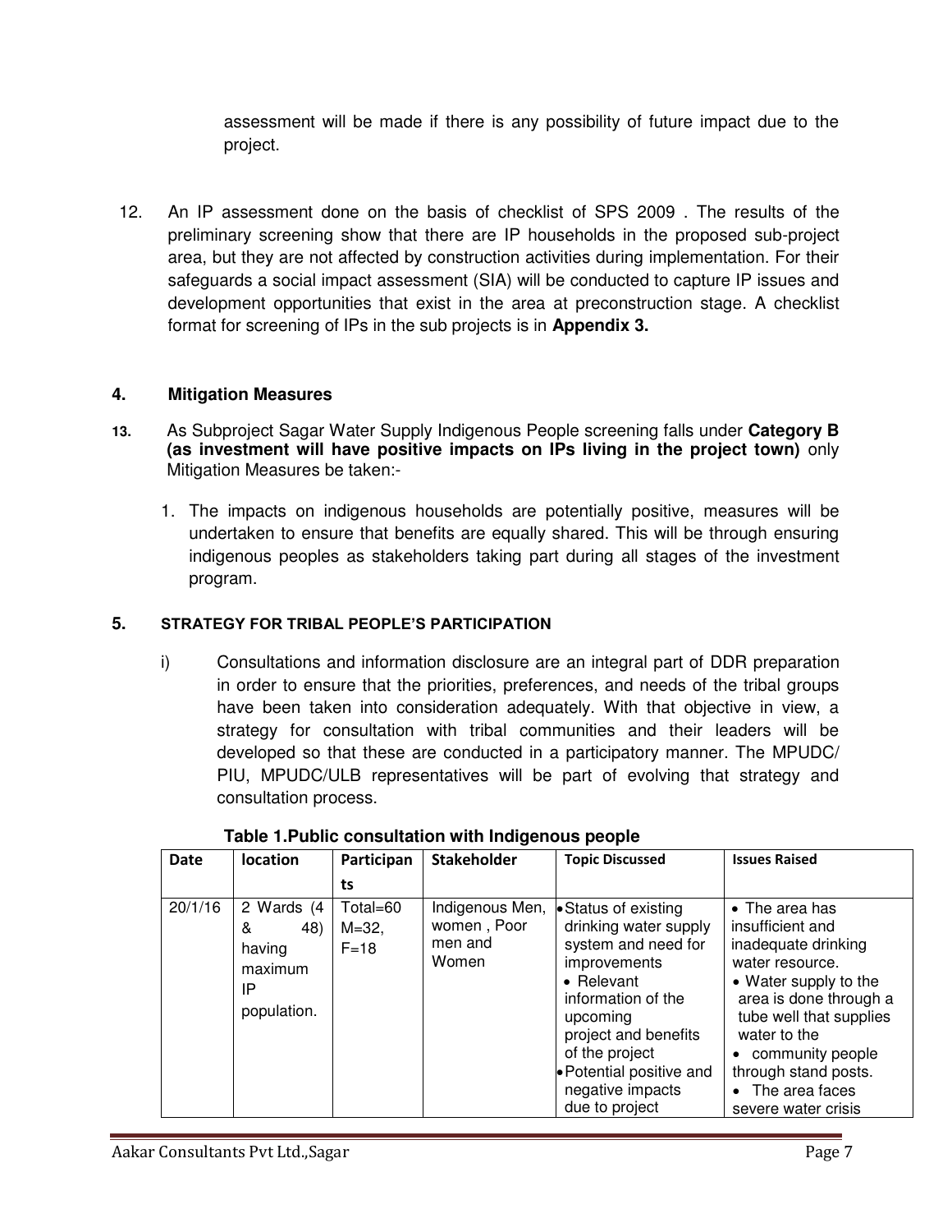assessment will be made if there is any possibility of future impact due to the project.

12. An IP assessment done on the basis of checklist of SPS 2009 . The results of the preliminary screening show that there are IP households in the proposed sub-project area, but they are not affected by construction activities during implementation. For their safeguards a social impact assessment (SIA) will be conducted to capture IP issues and development opportunities that exist in the area at preconstruction stage. A checklist format for screening of IPs in the sub projects is in **Appendix 3.**

## 4. Mitigation Measures

13. As Subproject Sagar Water Supply Indigenous People screening falls under **Category B (as investment will have positive impacts on IPs living in the project town)** only Mitigation Measures be taken:-

1. The impacts on indigenous households are potentially positive, measures will be undertaken to ensure that benefits are equally shared. This will be through ensuring indigenous peoples as stakeholders taking part during all stages of the investment program.

## 5. STRATEGY FOR TRIBAL PEOPLE'S PARTICIPATION

i) Consultations and information disclosure are an integral part of DDR preparation in order to ensure that the priorities, preferences, and needs of the tribal groups have been taken into consideration adequately. With that objective in view, a strategy for consultation with tribal communities and their leaders will be developed so that these are conducted in a participatory manner. The MPUDC/ PIU, MPUDC/ULB representatives will be part of evolving that strategy and consultation process.

**Table 1.Public consultation with Indigenous people**

| Date | location | Participants | Stakeholder | Topic Discussed | Issues Raised |
|---|---|---|---|---|---|
| 20/1/16 | 2 Wards (4 & 48) having maximum IP population. | Total=60 M=32, F=18 | Indigenous Men, women , Poor men and Women | • Status of existing drinking water supply system and need for improvements<br>• Relevant information of the upcoming project and benefits of the project<br>• Potential positive and negative impacts due to project | • The area has insufficient and inadequate drinking water resource.<br>• Water supply to the area is done through a tube well that supplies water to the<br>• community people through stand posts.<br>• The area faces severe water crisis |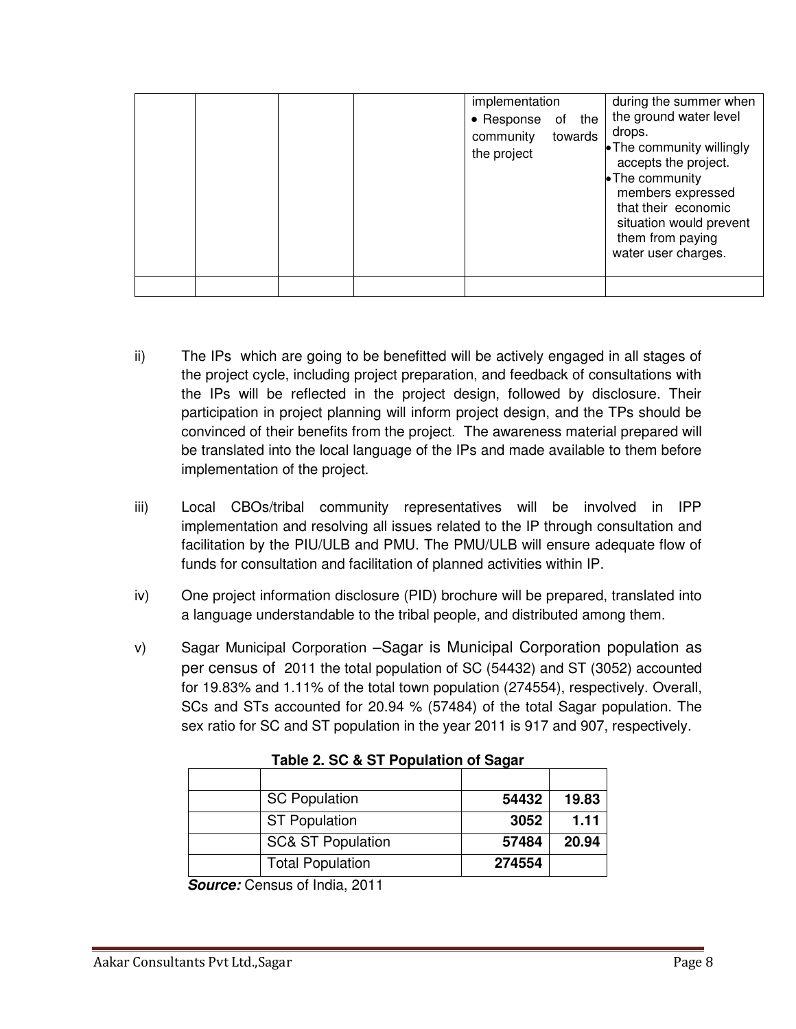|  |  |  |  | implementation<br>• Response of the community towards the project | during the summer when the ground water level drops.<br>• The community willingly accepts the project.<br>• The community members expressed that their economic situation would prevent them from paying water user charges. |
|---|---|---|---|---|---|
|  |  |  |  |  |  |

ii) The IPs which are going to be benefitted will be actively engaged in all stages of the project cycle, including project preparation, and feedback of consultations with the IPs will be reflected in the project design, followed by disclosure. Their participation in project planning will inform project design, and the TPs should be convinced of their benefits from the project. The awareness material prepared will be translated into the local language of the IPs and made available to them before implementation of the project.

iii) Local CBOs/tribal community representatives will be involved in IPP implementation and resolving all issues related to the IP through consultation and facilitation by the PIU/ULB and PMU. The PMU/ULB will ensure adequate flow of funds for consultation and facilitation of planned activities within IP.

iv) One project information disclosure (PID) brochure will be prepared, translated into a language understandable to the tribal people, and distributed among them.

v) Sagar Municipal Corporation –Sagar is Municipal Corporation population as per census of 2011 the total population of SC (54432) and ST (3052) accounted for 19.83% and 1.11% of the total town population (274554), respectively. Overall, SCs and STs accounted for 20.94 % (57484) of the total Sagar population. The sex ratio for SC and ST population in the year 2011 is 917 and 907, respectively.

**Table 2. SC & ST Population of Sagar**

|  |  |  |  |
|---|---|---|---|
|  | SC Population | **54432** | **19.83** |
|  | ST Population | **3052** | **1.11** |
|  | SC& ST Population | **57484** | **20.94** |
|  | Total Population | **274554** |  |

***Source:*** Census of India, 2011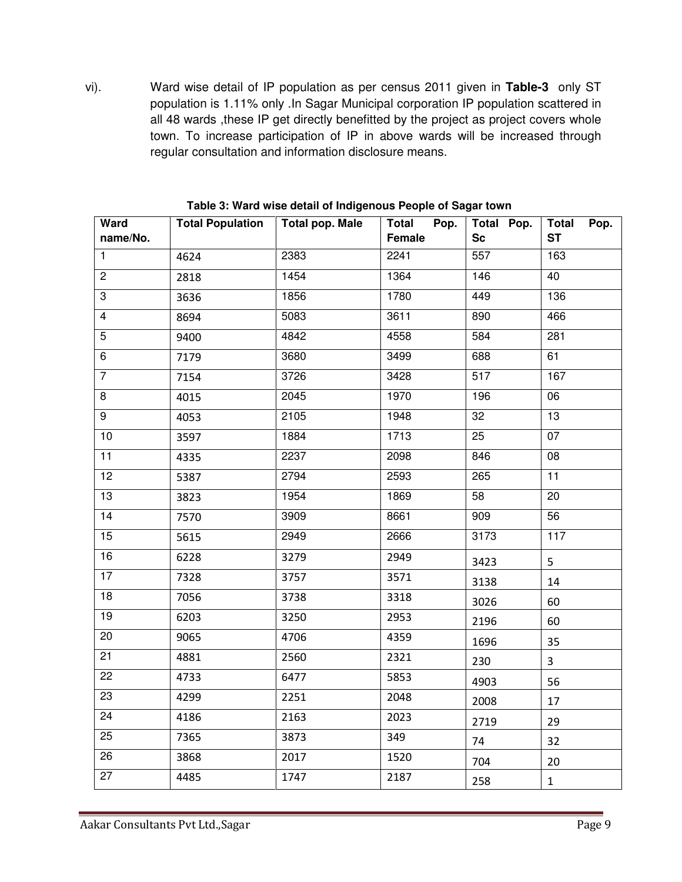vi). Ward wise detail of IP population as per census 2011 given in **Table-3** only ST population is 1.11% only .In Sagar Municipal corporation IP population scattered in all 48 wards ,these IP get directly benefitted by the project as project covers whole town. To increase participation of IP in above wards will be increased through regular consultation and information disclosure means.

**Table 3: Ward wise detail of Indigenous People of Sagar town**

| Ward name/No. | Total Population | Total pop. Male | Total Pop. Female | Total Pop. Sc | Total Pop. ST |
|---|---|---|---|---|---|
| 1 | 4624 | 2383 | 2241 | 557 | 163 |
| 2 | 2818 | 1454 | 1364 | 146 | 40 |
| 3 | 3636 | 1856 | 1780 | 449 | 136 |
| 4 | 8694 | 5083 | 3611 | 890 | 466 |
| 5 | 9400 | 4842 | 4558 | 584 | 281 |
| 6 | 7179 | 3680 | 3499 | 688 | 61 |
| 7 | 7154 | 3726 | 3428 | 517 | 167 |
| 8 | 4015 | 2045 | 1970 | 196 | 06 |
| 9 | 4053 | 2105 | 1948 | 32 | 13 |
| 10 | 3597 | 1884 | 1713 | 25 | 07 |
| 11 | 4335 | 2237 | 2098 | 846 | 08 |
| 12 | 5387 | 2794 | 2593 | 265 | 11 |
| 13 | 3823 | 1954 | 1869 | 58 | 20 |
| 14 | 7570 | 3909 | 8661 | 909 | 56 |
| 15 | 5615 | 2949 | 2666 | 3173 | 117 |
| 16 | 6228 | 3279 | 2949 | 3423 | 5 |
| 17 | 7328 | 3757 | 3571 | 3138 | 14 |
| 18 | 7056 | 3738 | 3318 | 3026 | 60 |
| 19 | 6203 | 3250 | 2953 | 2196 | 60 |
| 20 | 9065 | 4706 | 4359 | 1696 | 35 |
| 21 | 4881 | 2560 | 2321 | 230 | 3 |
| 22 | 4733 | 6477 | 5853 | 4903 | 56 |
| 23 | 4299 | 2251 | 2048 | 2008 | 17 |
| 24 | 4186 | 2163 | 2023 | 2719 | 29 |
| 25 | 7365 | 3873 | 349 | 74 | 32 |
| 26 | 3868 | 2017 | 1520 | 704 | 20 |
| 27 | 4485 | 1747 | 2187 | 258 | 1 |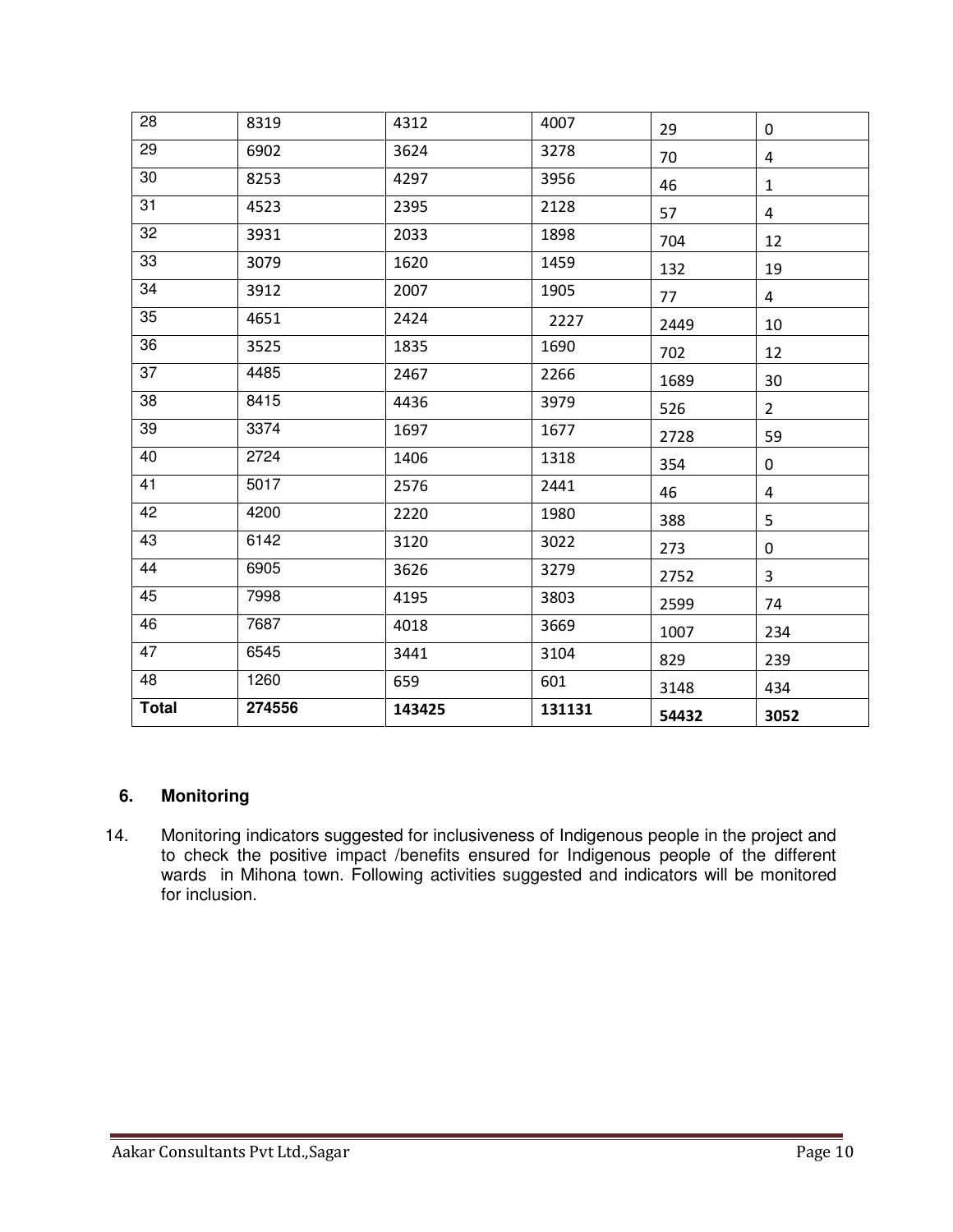| 28 | 8319 | 4312 | 4007 | 29 | 0 |
|---|---|---|---|---|---|
| 29 | 6902 | 3624 | 3278 | 70 | 4 |
| 30 | 8253 | 4297 | 3956 | 46 | 1 |
| 31 | 4523 | 2395 | 2128 | 57 | 4 |
| 32 | 3931 | 2033 | 1898 | 704 | 12 |
| 33 | 3079 | 1620 | 1459 | 132 | 19 |
| 34 | 3912 | 2007 | 1905 | 77 | 4 |
| 35 | 4651 | 2424 | 2227 | 2449 | 10 |
| 36 | 3525 | 1835 | 1690 | 702 | 12 |
| 37 | 4485 | 2467 | 2266 | 1689 | 30 |
| 38 | 8415 | 4436 | 3979 | 526 | 2 |
| 39 | 3374 | 1697 | 1677 | 2728 | 59 |
| 40 | 2724 | 1406 | 1318 | 354 | 0 |
| 41 | 5017 | 2576 | 2441 | 46 | 4 |
| 42 | 4200 | 2220 | 1980 | 388 | 5 |
| 43 | 6142 | 3120 | 3022 | 273 | 0 |
| 44 | 6905 | 3626 | 3279 | 2752 | 3 |
| 45 | 7998 | 4195 | 3803 | 2599 | 74 |
| 46 | 7687 | 4018 | 3669 | 1007 | 234 |
| 47 | 6545 | 3441 | 3104 | 829 | 239 |
| 48 | 1260 | 659 | 601 | 3148 | 434 |
| **Total** | **274556** | **143425** | **131131** | **54432** | **3052** |

## 6. Monitoring

14. Monitoring indicators suggested for inclusiveness of Indigenous people in the project and to check the positive impact /benefits ensured for Indigenous people of the different wards in Mihona town. Following activities suggested and indicators will be monitored for inclusion.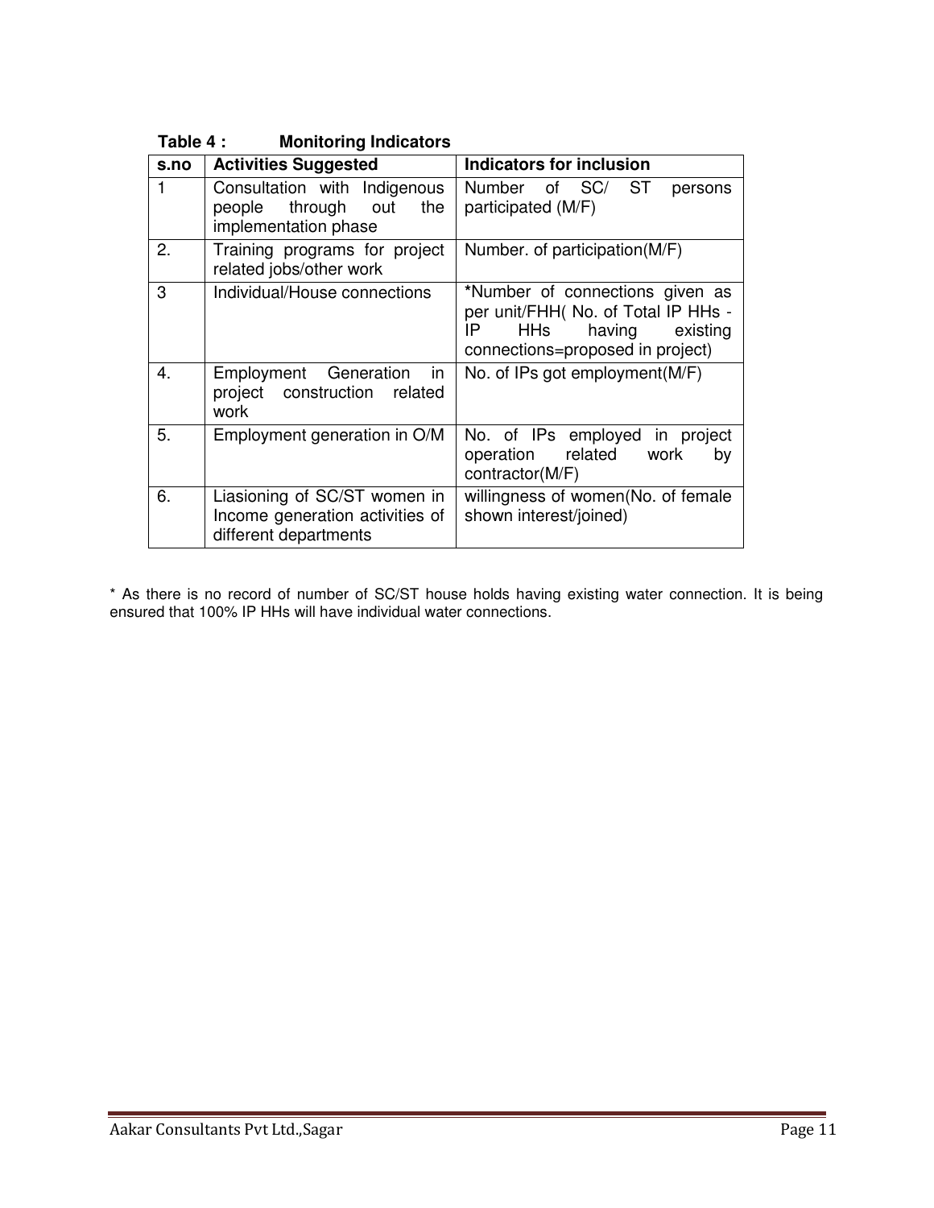**Table 4 : Monitoring Indicators**

| s.no | Activities Suggested | Indicators for inclusion |
|---|---|---|
| 1 | Consultation with Indigenous people through out the implementation phase | Number of SC/ ST persons participated (M/F) |
| 2. | Training programs for project related jobs/other work | Number. of participation(M/F) |
| 3 | Individual/House connections | **\***Number of connections given as per unit/FHH( No. of Total IP HHs - IP HHs having existing connections=proposed in project) |
| 4. | Employment Generation in project construction related work | No. of IPs got employment(M/F) |
| 5. | Employment generation in O/M | No. of IPs employed in project operation related work by contractor(M/F) |
| 6. | Liasioning of SC/ST women in Income generation activities of different departments | willingness of women(No. of female shown interest/joined) |

\* As there is no record of number of SC/ST house holds having existing water connection. It is being ensured that 100% IP HHs will have individual water connections.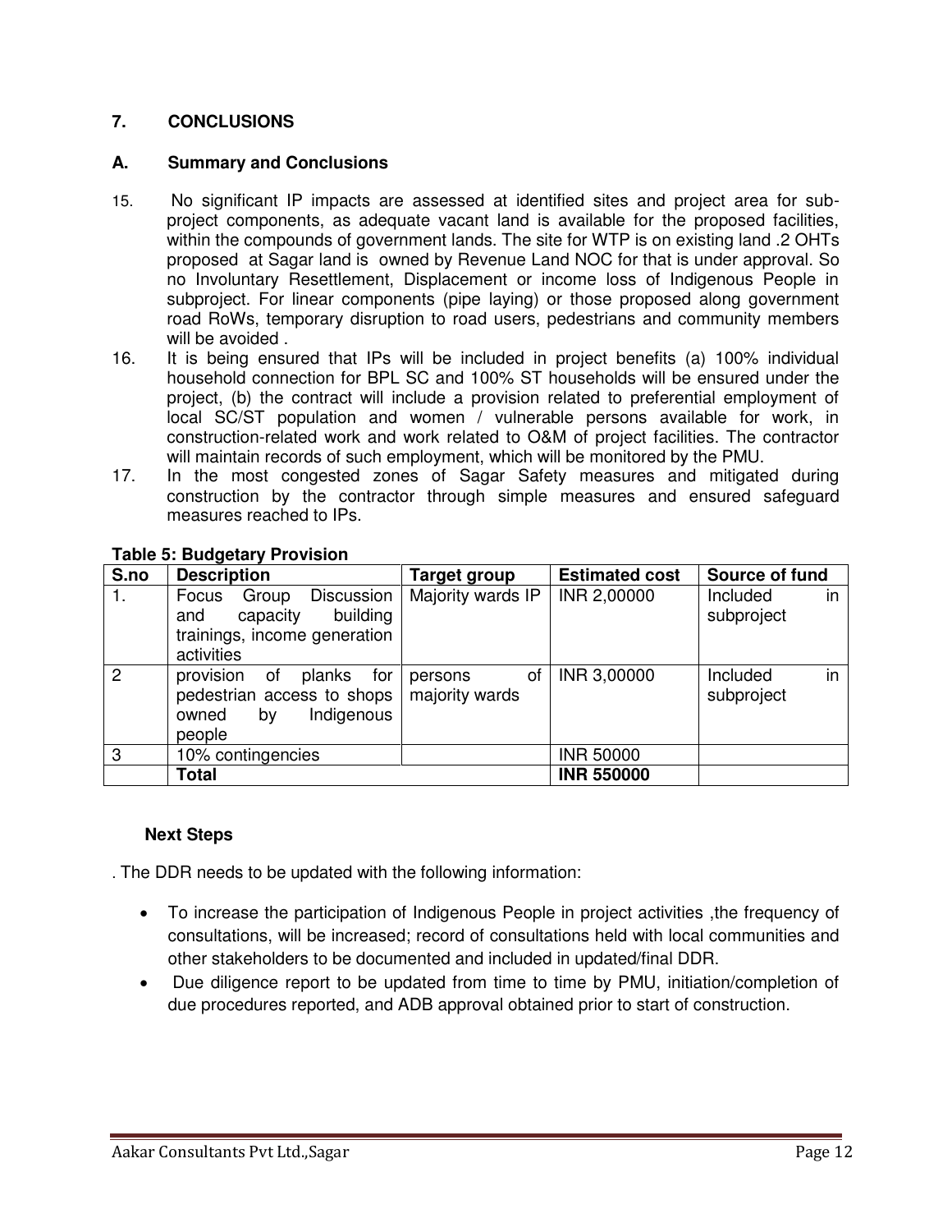## 7. CONCLUSIONS

### A. Summary and Conclusions

15. No significant IP impacts are assessed at identified sites and project area for sub-project components, as adequate vacant land is available for the proposed facilities, within the compounds of government lands. The site for WTP is on existing land .2 OHTs proposed at Sagar land is owned by Revenue Land NOC for that is under approval. So no Involuntary Resettlement, Displacement or income loss of Indigenous People in subproject. For linear components (pipe laying) or those proposed along government road RoWs, temporary disruption to road users, pedestrians and community members will be avoided .
16. It is being ensured that IPs will be included in project benefits (a) 100% individual household connection for BPL SC and 100% ST households will be ensured under the project, (b) the contract will include a provision related to preferential employment of local SC/ST population and women / vulnerable persons available for work, in construction-related work and work related to O&M of project facilities. The contractor will maintain records of such employment, which will be monitored by the PMU.
17. In the most congested zones of Sagar Safety measures and mitigated during construction by the contractor through simple measures and ensured safeguard measures reached to IPs.

**Table 5: Budgetary Provision**

| S.no | Description | Target group | Estimated cost | Source of fund |
|---|---|---|---|---|
| 1. | Focus Group Discussion and capacity building trainings, income generation activities | Majority wards IP | INR 2,00000 | Included in subproject |
| 2 | provision of planks for pedestrian access to shops owned by Indigenous people | persons of majority wards | INR 3,00000 | Included in subproject |
| 3 | 10% contingencies | | INR 50000 | |
| | **Total** | | **INR 550000** | |

### Next Steps

. The DDR needs to be updated with the following information:

- To increase the participation of Indigenous People in project activities ,the frequency of consultations, will be increased; record of consultations held with local communities and other stakeholders to be documented and included in updated/final DDR.
- Due diligence report to be updated from time to time by PMU, initiation/completion of due procedures reported, and ADB approval obtained prior to start of construction.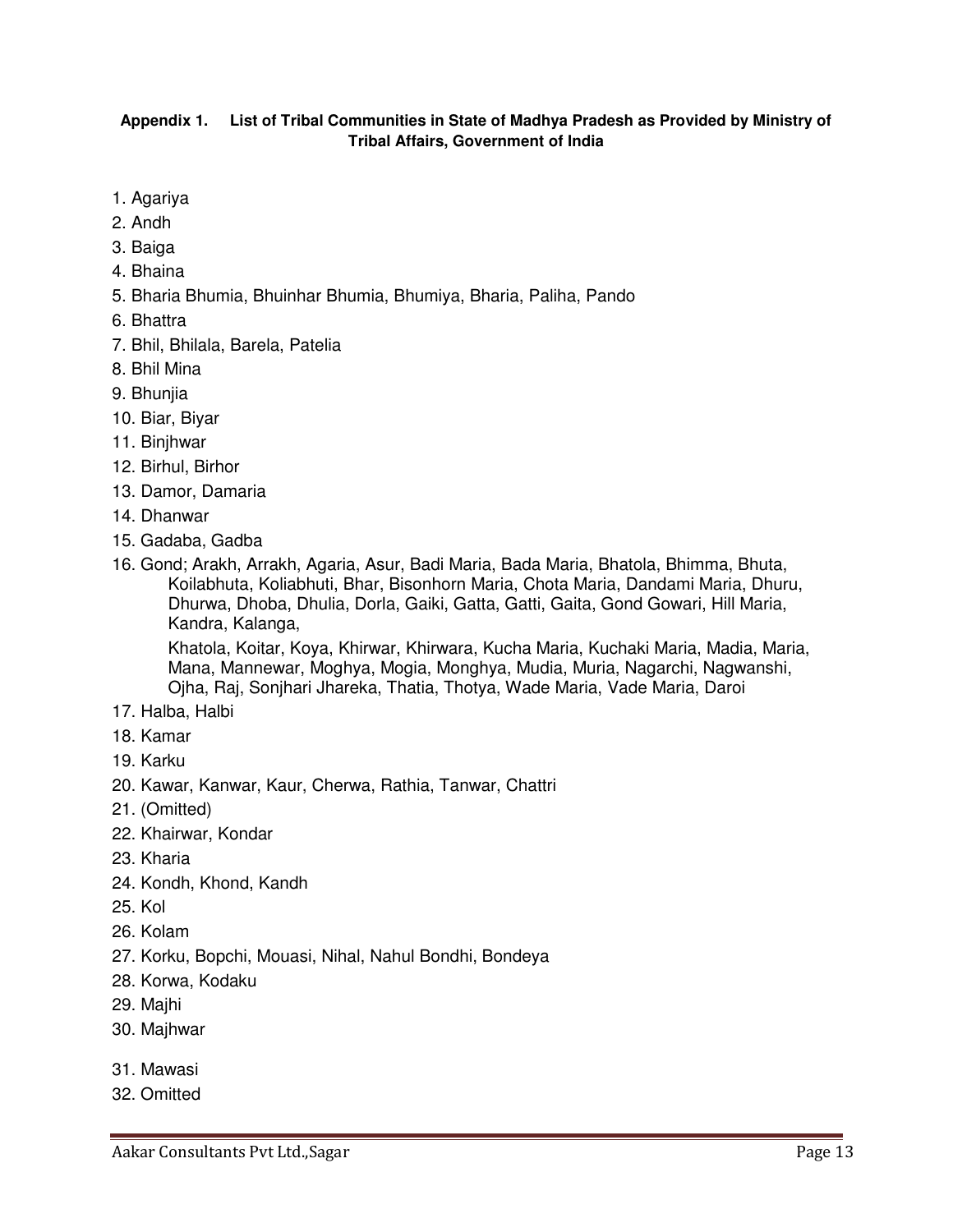**Appendix 1. List of Tribal Communities in State of Madhya Pradesh as Provided by Ministry of Tribal Affairs, Government of India**

1. Agariya
2. Andh
3. Baiga
4. Bhaina
5. Bharia Bhumia, Bhuinhar Bhumia, Bhumiya, Bharia, Paliha, Pando
6. Bhattra
7. Bhil, Bhilala, Barela, Patelia
8. Bhil Mina
9. Bhunjia
10. Biar, Biyar
11. Binjhwar
12. Birhul, Birhor
13. Damor, Damaria
14. Dhanwar
15. Gadaba, Gadba
16. Gond; Arakh, Arrakh, Agaria, Asur, Badi Maria, Bada Maria, Bhatola, Bhimma, Bhuta, Koilabhuta, Koliabhuti, Bhar, Bisonhorn Maria, Chota Maria, Dandami Maria, Dhuru, Dhurwa, Dhoba, Dhulia, Dorla, Gaiki, Gatta, Gatti, Gaita, Gond Gowari, Hill Maria, Kandra, Kalanga,

    Khatola, Koitar, Koya, Khirwar, Khirwara, Kucha Maria, Kuchaki Maria, Madia, Maria, Mana, Mannewar, Moghya, Mogia, Monghya, Mudia, Muria, Nagarchi, Nagwanshi, Ojha, Raj, Sonjhari Jhareka, Thatia, Thotya, Wade Maria, Vade Maria, Daroi
17. Halba, Halbi
18. Kamar
19. Karku
20. Kawar, Kanwar, Kaur, Cherwa, Rathia, Tanwar, Chattri
21. (Omitted)
22. Khairwar, Kondar
23. Kharia
24. Kondh, Khond, Kandh
25. Kol
26. Kolam
27. Korku, Bopchi, Mouasi, Nihal, Nahul Bondhi, Bondeya
28. Korwa, Kodaku
29. Majhi
30. Majhwar
31. Mawasi
32. Omitted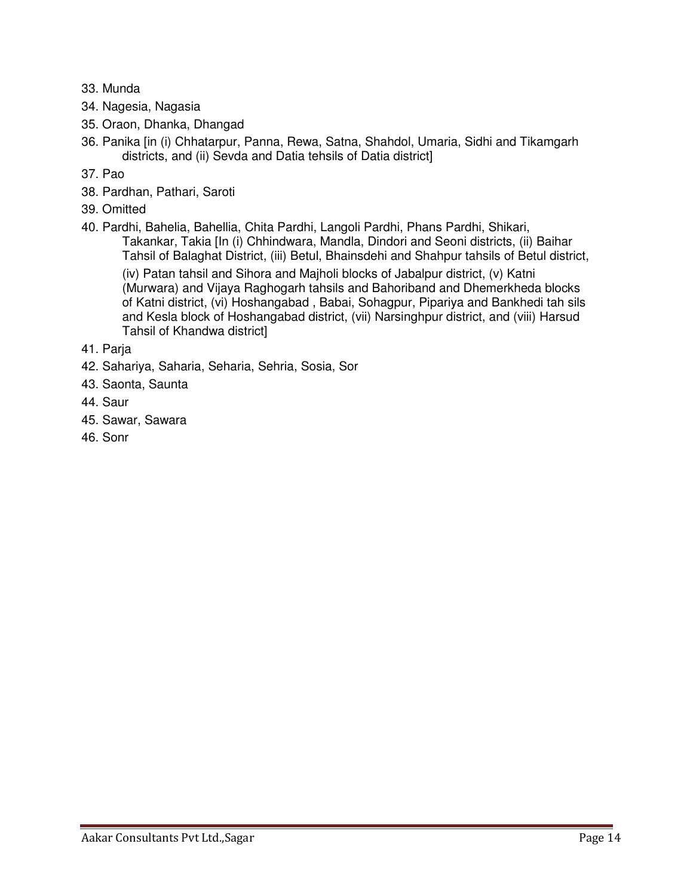33. Munda
34. Nagesia, Nagasia
35. Oraon, Dhanka, Dhangad
36. Panika [in (i) Chhatarpur, Panna, Rewa, Satna, Shahdol, Umaria, Sidhi and Tikamgarh districts, and (ii) Sevda and Datia tehsils of Datia district]
37. Pao
38. Pardhan, Pathari, Saroti
39. Omitted
40. Pardhi, Bahelia, Bahellia, Chita Pardhi, Langoli Pardhi, Phans Pardhi, Shikari, Takankar, Takia [In (i) Chhindwara, Mandla, Dindori and Seoni districts, (ii) Baihar Tahsil of Balaghat District, (iii) Betul, Bhainsdehi and Shahpur tahsils of Betul district, (iv) Patan tahsil and Sihora and Majholi blocks of Jabalpur district, (v) Katni (Murwara) and Vijaya Raghogarh tahsils and Bahoriband and Dhemerkheda blocks of Katni district, (vi) Hoshangabad , Babai, Sohagpur, Pipariya and Bankhedi tah sils and Kesla block of Hoshangabad district, (vii) Narsinghpur district, and (viii) Harsud Tahsil of Khandwa district]
41. Parja
42. Sahariya, Saharia, Seharia, Sehria, Sosia, Sor
43. Saonta, Saunta
44. Saur
45. Sawar, Sawara
46. Sonr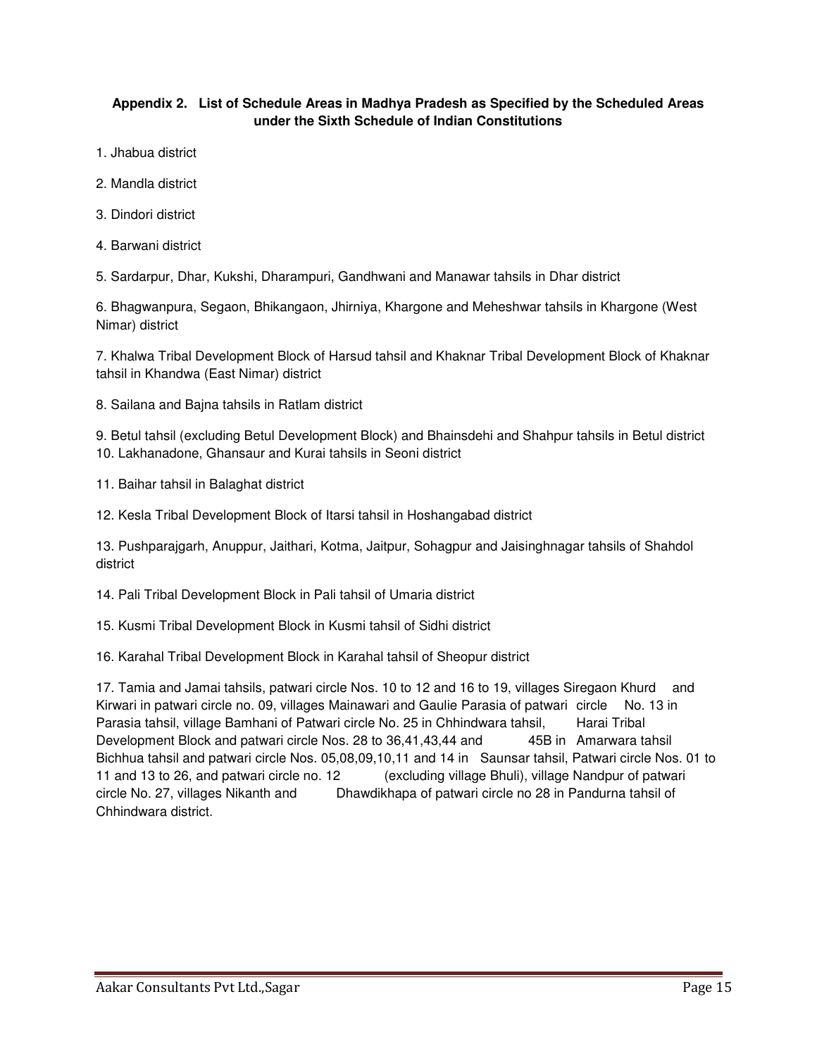**Appendix 2. List of Schedule Areas in Madhya Pradesh as Specified by the Scheduled Areas under the Sixth Schedule of Indian Constitutions**

1. Jhabua district

2. Mandla district

3. Dindori district

4. Barwani district

5. Sardarpur, Dhar, Kukshi, Dharampuri, Gandhwani and Manawar tahsils in Dhar district

6. Bhagwanpura, Segaon, Bhikangaon, Jhirniya, Khargone and Meheshwar tahsils in Khargone (West Nimar) district

7. Khalwa Tribal Development Block of Harsud tahsil and Khaknar Tribal Development Block of Khaknar tahsil in Khandwa (East Nimar) district

8. Sailana and Bajna tahsils in Ratlam district

9. Betul tahsil (excluding Betul Development Block) and Bhainsdehi and Shahpur tahsils in Betul district

10. Lakhanadone, Ghansaur and Kurai tahsils in Seoni district

11. Baihar tahsil in Balaghat district

12. Kesla Tribal Development Block of Itarsi tahsil in Hoshangabad district

13. Pushparajgarh, Anuppur, Jaithari, Kotma, Jaitpur, Sohagpur and Jaisinghnagar tahsils of Shahdol district

14. Pali Tribal Development Block in Pali tahsil of Umaria district

15. Kusmi Tribal Development Block in Kusmi tahsil of Sidhi district

16. Karahal Tribal Development Block in Karahal tahsil of Sheopur district

17. Tamia and Jamai tahsils, patwari circle Nos. 10 to 12 and 16 to 19, villages Siregaon Khurd and Kirwari in patwari circle no. 09, villages Mainawari and Gaulie Parasia of patwari circle No. 13 in Parasia tahsil, village Bamhani of Patwari circle No. 25 in Chhindwara tahsil, Harai Tribal Development Block and patwari circle Nos. 28 to 36,41,43,44 and 45B in Amarwara tahsil Bichhua tahsil and patwari circle Nos. 05,08,09,10,11 and 14 in Saunsar tahsil, Patwari circle Nos. 01 to 11 and 13 to 26, and patwari circle no. 12 (excluding village Bhuli), village Nandpur of patwari circle No. 27, villages Nikanth and Dhawdikhapa of patwari circle no 28 in Pandurna tahsil of Chhindwara district.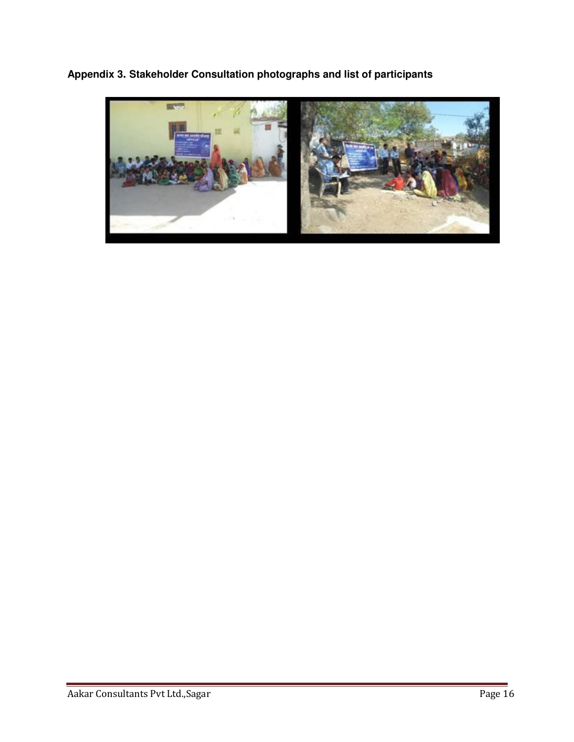**Appendix 3. Stakeholder Consultation photographs and list of participants**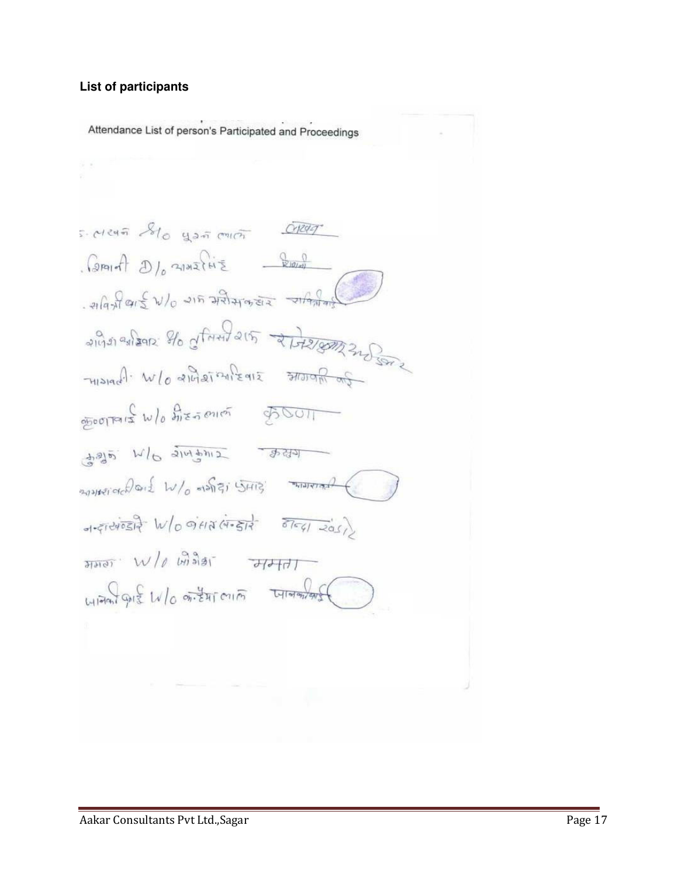**List of participants**

Attendance List of person's Participated and Proceedings

लखन S/o पूरन लाल — लखन

शिवानी D/o रामसिंह — शिवानी

सवित्रीबाई W/o राम मनोहर — सवित्रीबाई

राजेश अहिरवार S/o तुलसीराम — राजेशकुमार अहिरवार

भागवती W/o राजेश अहिरवार — भागवती बाई

कृष्णाबाई W/o मोहन लाल — कृष्णा

कुसुम W/o राजकुमार — कुसुम

भगवती बाई W/o नर्मदा प्रसाद — भागवती

नन्दा खंगार W/o बंसत खंगार — नन्दा खंगार

ममता W/o जगदीश — ममता

जानकी बाई W/o कन्हैया लाल — जानकीबाई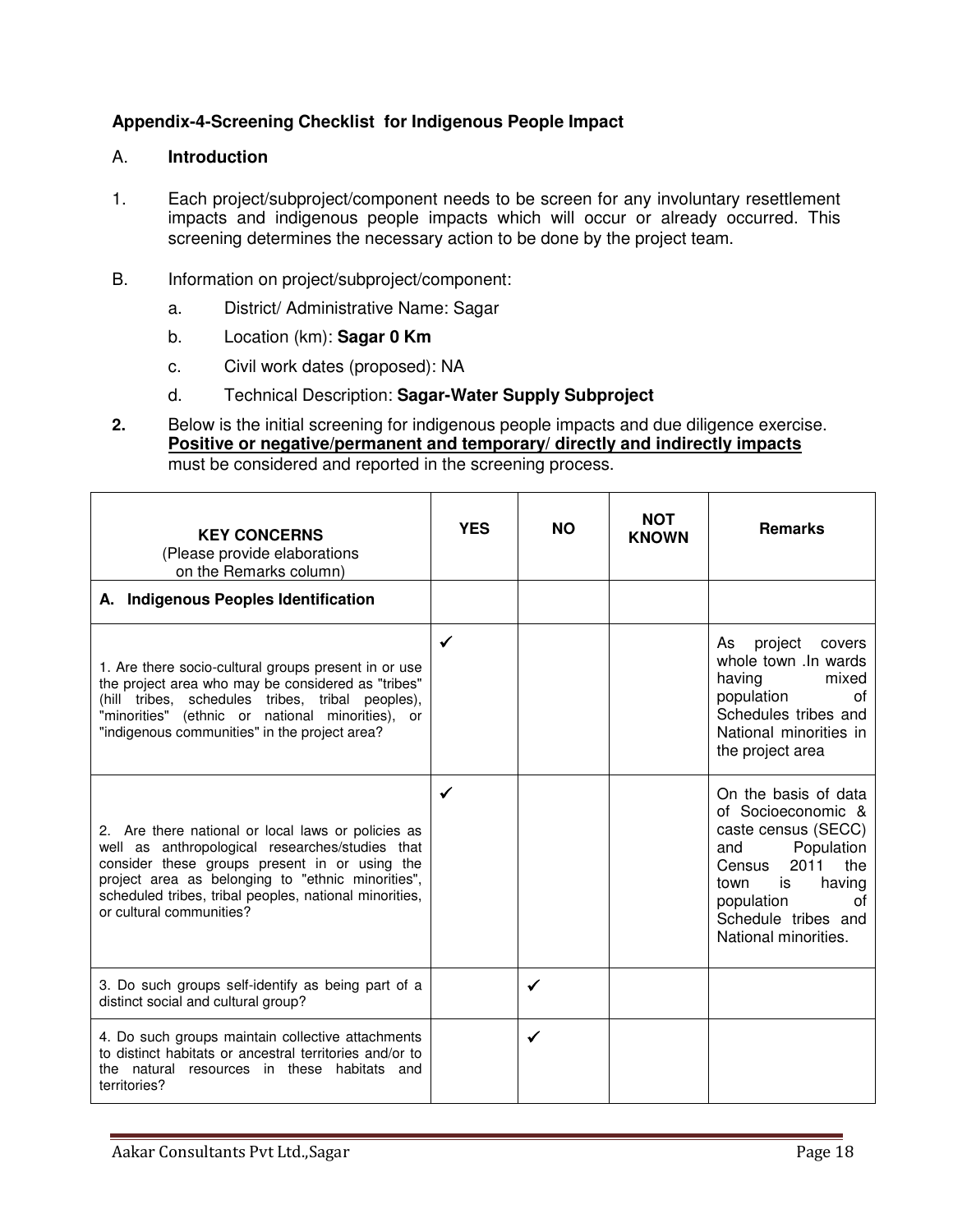**Appendix-4-Screening Checklist for Indigenous People Impact**

A. **Introduction**

1. Each project/subproject/component needs to be screen for any involuntary resettlement impacts and indigenous people impacts which will occur or already occurred. This screening determines the necessary action to be done by the project team.

B. Information on project/subproject/component:

   a. District/ Administrative Name: Sagar

   b. Location (km): **Sagar 0 Km**

   c. Civil work dates (proposed): NA

   d. Technical Description: **Sagar-Water Supply Subproject**

**2.** Below is the initial screening for indigenous people impacts and due diligence exercise. **Positive or negative/permanent and temporary/ directly and indirectly impacts** must be considered and reported in the screening process.

| **KEY CONCERNS** (Please provide elaborations on the Remarks column) | **YES** | **NO** | **NOT KNOWN** | **Remarks** |
|---|---|---|---|---|
| **A. Indigenous Peoples Identification** | | | | |
| 1. Are there socio-cultural groups present in or use the project area who may be considered as "tribes" (hill tribes, schedules tribes, tribal peoples), "minorities" (ethnic or national minorities), or "indigenous communities" in the project area? | ✓ | | | As project covers whole town .In wards having mixed population of Schedules tribes and National minorities in the project area |
| 2. Are there national or local laws or policies as well as anthropological researches/studies that consider these groups present in or using the project area as belonging to "ethnic minorities", scheduled tribes, tribal peoples, national minorities, or cultural communities? | ✓ | | | On the basis of data of Socioeconomic & caste census (SECC) and Population Census 2011 the town is having population of Schedule tribes and National minorities. |
| 3. Do such groups self-identify as being part of a distinct social and cultural group? | | ✓ | | |
| 4. Do such groups maintain collective attachments to distinct habitats or ancestral territories and/or to the natural resources in these habitats and territories? | | ✓ | | |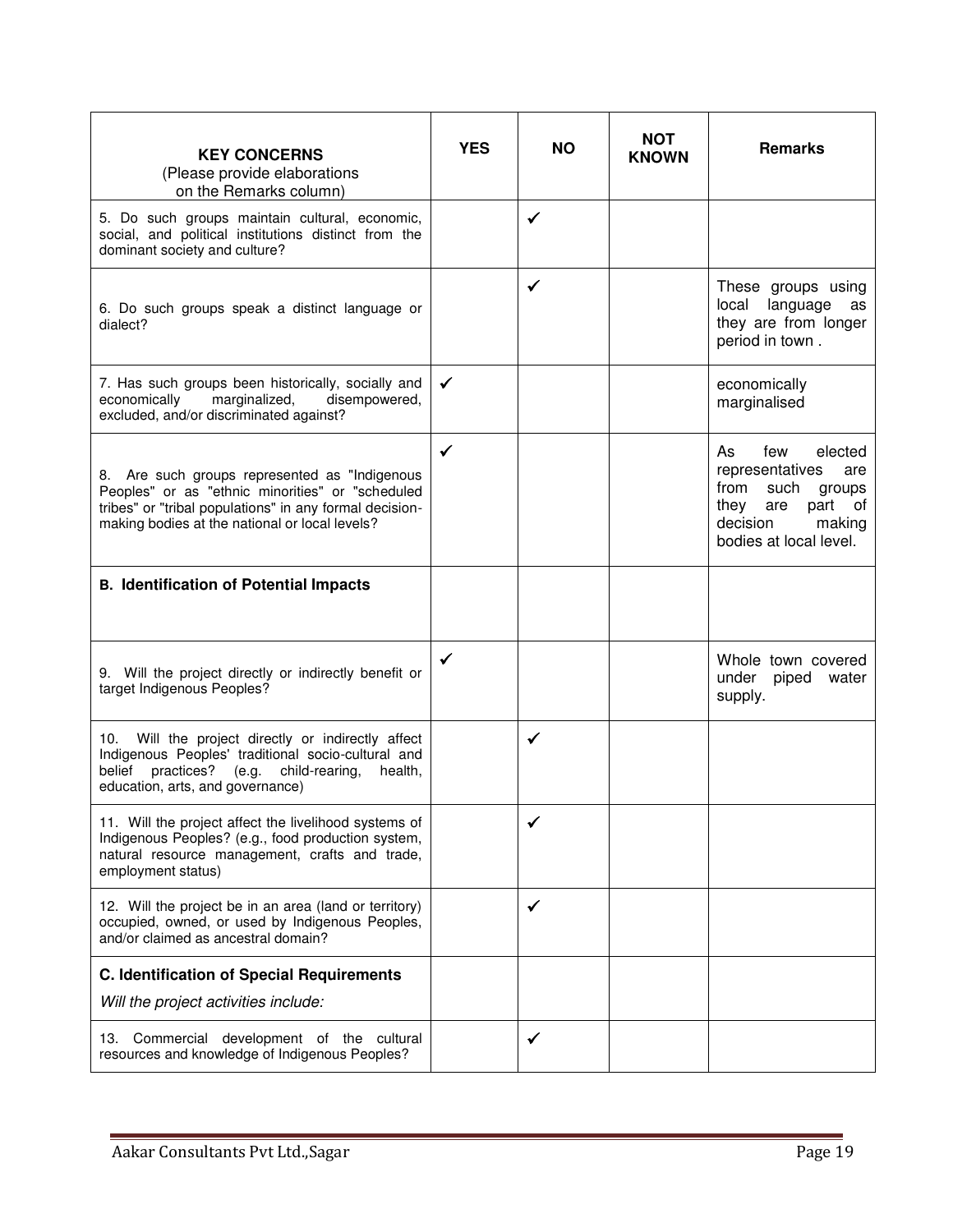| **KEY CONCERNS** (Please provide elaborations on the Remarks column) | **YES** | **NO** | **NOT KNOWN** | **Remarks** |
|---|---|---|---|---|
| 5. Do such groups maintain cultural, economic, social, and political institutions distinct from the dominant society and culture? | | ✓ | | |
| 6. Do such groups speak a distinct language or dialect? | | ✓ | | These groups using local language as they are from longer period in town . |
| 7. Has such groups been historically, socially and economically marginalized, disempowered, excluded, and/or discriminated against? | ✓ | | | economically marginalised |
| 8. Are such groups represented as "Indigenous Peoples" or as "ethnic minorities" or "scheduled tribes" or "tribal populations" in any formal decision-making bodies at the national or local levels? | ✓ | | | As few elected representatives are from such groups they are part of decision making bodies at local level. |
| **B. Identification of Potential Impacts** | | | | |
| 9. Will the project directly or indirectly benefit or target Indigenous Peoples? | ✓ | | | Whole town covered under piped water supply. |
| 10. Will the project directly or indirectly affect Indigenous Peoples' traditional socio-cultural and belief practices? (e.g. child-rearing, health, education, arts, and governance) | | ✓ | | |
| 11. Will the project affect the livelihood systems of Indigenous Peoples? (e.g., food production system, natural resource management, crafts and trade, employment status) | | ✓ | | |
| 12. Will the project be in an area (land or territory) occupied, owned, or used by Indigenous Peoples, and/or claimed as ancestral domain? | | ✓ | | |
| **C. Identification of Special Requirements** *Will the project activities include:* | | | | |
| 13. Commercial development of the cultural resources and knowledge of Indigenous Peoples? | | ✓ | | |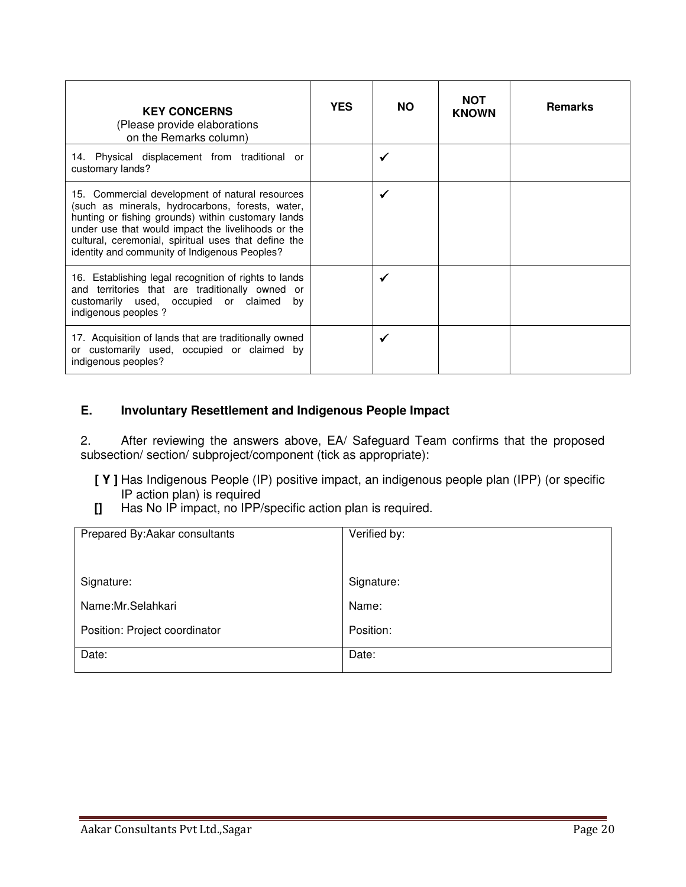| **KEY CONCERNS** (Please provide elaborations on the Remarks column) | **YES** | **NO** | **NOT KNOWN** | **Remarks** |
|---|---|---|---|---|
| 14. Physical displacement from traditional or customary lands? | | ✓ | | |
| 15. Commercial development of natural resources (such as minerals, hydrocarbons, forests, water, hunting or fishing grounds) within customary lands under use that would impact the livelihoods or the cultural, ceremonial, spiritual uses that define the identity and community of Indigenous Peoples? | | ✓ | | |
| 16. Establishing legal recognition of rights to lands and territories that are traditionally owned or customarily used, occupied or claimed by indigenous peoples ? | | ✓ | | |
| 17. Acquisition of lands that are traditionally owned or customarily used, occupied or claimed by indigenous peoples? | | ✓ | | |

## E. Involuntary Resettlement and Indigenous People Impact

2. After reviewing the answers above, EA/ Safeguard Team confirms that the proposed subsection/ section/ subproject/component (tick as appropriate):

**[ Y ]** Has Indigenous People (IP) positive impact, an indigenous people plan (IPP) (or specific IP action plan) is required

**[]** Has No IP impact, no IPP/specific action plan is required.

| | |
|---|---|
| Prepared By:Aakar consultants<br><br>Signature:<br>Name:Mr.Selahkari<br>Position: Project coordinator | Verified by:<br><br>Signature:<br>Name:<br>Position: |
| Date: | Date: |